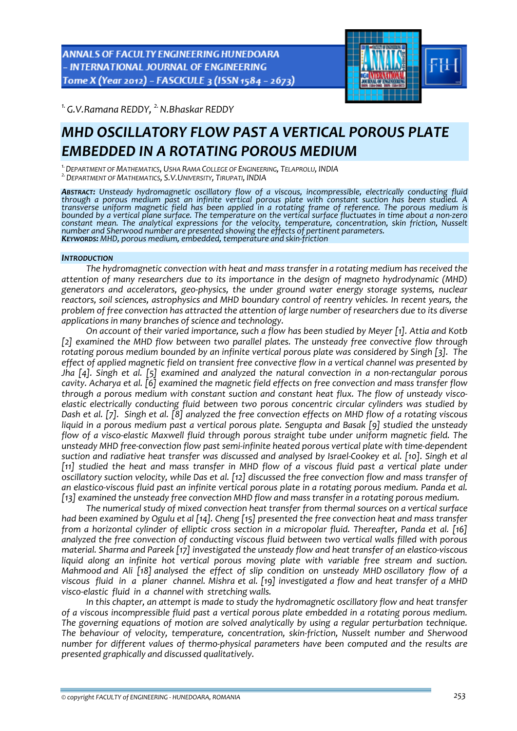[1.] G.V.Ramana REDDY, [2.] N.Bhaskar REDDY

# MHD OSCILLATORY FLOW PAST A VERTICAL POROUS PLATE EMBEDDED IN A ROTATING POROUS MEDIUM

[1.] DEPARTMENT OF MATHEMATICS, USHA RAMA COLLEGE OF ENGINEERING, TELAPROLU, INDIA
[2.] DEPARTMENT OF MATHEMATICS, S.V.UNIVERSITY, TIRUPATI, INDIA

***ABSTRACT:*** *Unsteady hydromagnetic oscillatory flow of a viscous, incompressible, electrically conducting fluid through a porous medium past an infinite vertical porous plate with constant suction has been studied. A transverse uniform magnetic field has been applied in a rotating frame of reference. The porous medium is bounded by a vertical plane surface. The temperature on the vertical surface fluctuates in time about a non-zero constant mean. The analytical expressions for the velocity, temperature, concentration, skin friction, Nusselt number and Sherwood number are presented showing the effects of pertinent parameters.*
***KEYWORDS:*** *MHD, porous medium, embedded, temperature and skin-friction*

## INTRODUCTION

*The hydromagnetic convection with heat and mass transfer in a rotating medium has received the attention of many researchers due to its importance in the design of magneto hydrodynamic (MHD) generators and accelerators, geo-physics, the under ground water energy storage systems, nuclear reactors, soil sciences, astrophysics and MHD boundary control of reentry vehicles. In recent years, the problem of free convection has attracted the attention of large number of researchers due to its diverse applications in many branches of science and technology.*

*On account of their varied importance, such a flow has been studied by Meyer [1]. Attia and Kotb [2] examined the MHD flow between two parallel plates. The unsteady free convective flow through rotating porous medium bounded by an infinite vertical porous plate was considered by Singh [3]. The effect of applied magnetic field on transient free convective flow in a vertical channel was presented by Jha [4]. Singh et al. [5] examined and analyzed the natural convection in a non-rectangular porous cavity. Acharya et al. [6] examined the magnetic field effects on free convection and mass transfer flow through a porous medium with constant suction and constant heat flux. The flow of unsteady visco-elastic electrically conducting fluid between two porous concentric circular cylinders was studied by Dash et al. [7]. Singh et al. [8] analyzed the free convection effects on MHD flow of a rotating viscous liquid in a porous medium past a vertical porous plate. Sengupta and Basak [9] studied the unsteady flow of a visco-elastic Maxwell fluid through porous straight tube under uniform magnetic field. The unsteady MHD free-convection flow past semi-infinite heated porous vertical plate with time-dependent suction and radiative heat transfer was discussed and analysed by Israel-Cookey et al. [10]. Singh et al [11] studied the heat and mass transfer in MHD flow of a viscous fluid past a vertical plate under oscillatory suction velocity, while Das et al. [12] discussed the free convection flow and mass transfer of an elastico-viscous fluid past an infinite vertical porous plate in a rotating porous medium. Panda et al. [13] examined the unsteady free convection MHD flow and mass transfer in a rotating porous medium.*

*The numerical study of mixed convection heat transfer from thermal sources on a vertical surface had been examined by Ogulu et al [14]. Cheng [15] presented the free convection heat and mass transfer from a horizontal cylinder of elliptic cross section in a micropolar fluid. Thereafter, Panda et al. [16] analyzed the free convection of conducting viscous fluid between two vertical walls filled with porous material. Sharma and Pareek [17] investigated the unsteady flow and heat transfer of an elastico-viscous liquid along an infinite hot vertical porous moving plate with variable free stream and suction. Mahmood and Ali [18] analysed the effect of slip condition on unsteady MHD oscillatory flow of a viscous fluid in a planer channel. Mishra et al. [19] investigated a flow and heat transfer of a MHD visco-elastic fluid in a channel with stretching walls.*

*In this chapter, an attempt is made to study the hydromagnetic oscillatory flow and heat transfer of a viscous incompressible fluid past a vertical porous plate embedded in a rotating porous medium. The governing equations of motion are solved analytically by using a regular perturbation technique. The behaviour of velocity, temperature, concentration, skin-friction, Nusselt number and Sherwood number for different values of thermo-physical parameters have been computed and the results are presented graphically and discussed qualitatively.*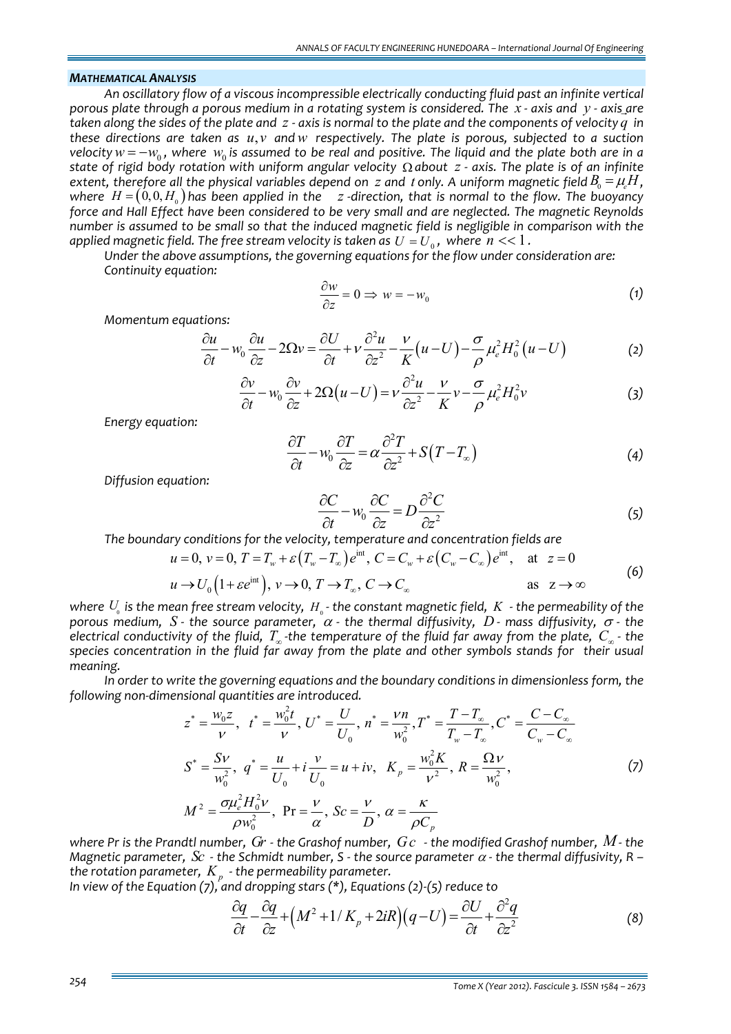### *MATHEMATICAL ANALYSIS*

*An oscillatory flow of a viscous incompressible electrically conducting fluid past an infinite vertical porous plate through a porous medium in a rotating system is considered. The $x$ - axis and $y$ - axis are taken along the sides of the plate and $z$ - axis is normal to the plate and the components of velocity $q$ in these directions are taken as $u, v$ and $w$ respectively. The plate is porous, subjected to a suction velocity $w = -w_0$, where $w_0$ is assumed to be real and positive. The liquid and the plate both are in a state of rigid body rotation with uniform angular velocity $\Omega$ about $z$ - axis. The plate is of an infinite extent, therefore all the physical variables depend on $z$ and $t$ only. A uniform magnetic field $B_0 = \mu_e H$, where $H = (0, 0, H_0)$ has been applied in the $z$ -direction, that is normal to the flow. The buoyancy force and Hall Effect have been considered to be very small and are neglected. The magnetic Reynolds number is assumed to be small so that the induced magnetic field is negligible in comparison with the applied magnetic field. The free stream velocity is taken as $U = U_0$, where $n << 1$.*

*Under the above assumptions, the governing equations for the flow under consideration are:*

*Continuity equation:*

$$\frac{\partial w}{\partial z} = 0 \Rightarrow w = -w_0 \tag{1}$$

*Momentum equations:*

$$\frac{\partial u}{\partial t} - w_0 \frac{\partial u}{\partial z} - 2\Omega v = \frac{\partial U}{\partial t} + \nu \frac{\partial^2 u}{\partial z^2} - \frac{\nu}{K}(u - U) - \frac{\sigma}{\rho}\mu_e^2 H_0^2 (u - U) \tag{2}$$

$$\frac{\partial v}{\partial t} - w_0 \frac{\partial v}{\partial z} + 2\Omega(u - U) = \nu \frac{\partial^2 u}{\partial z^2} - \frac{\nu}{K} v - \frac{\sigma}{\rho}\mu_e^2 H_0^2 v \tag{3}$$

*Energy equation:*

$$\frac{\partial T}{\partial t} - w_0 \frac{\partial T}{\partial z} = \alpha \frac{\partial^2 T}{\partial z^2} + S(T - T_\infty) \tag{4}$$

*Diffusion equation:*

$$\frac{\partial C}{\partial t} - w_0 \frac{\partial C}{\partial z} = D \frac{\partial^2 C}{\partial z^2} \tag{5}$$

*The boundary conditions for the velocity, temperature and concentration fields are*

$$\begin{aligned} &u = 0,\ v = 0,\ T = T_w + \varepsilon(T_w - T_\infty)e^{\text{int}},\ C = C_w + \varepsilon(C_w - C_\infty)e^{\text{int}}, \quad \text{at} \quad z = 0 \\ &u \to U_0\left(1 + \varepsilon e^{\text{int}}\right),\ v \to 0,\ T \to T_\infty,\ C \to C_\infty \qquad\qquad \text{as} \quad z \to \infty \end{aligned} \tag{6}$$

*where $U_0$ is the mean free stream velocity, $H_0$ - the constant magnetic field, $K$ - the permeability of the porous medium, $S$ - the source parameter, $\alpha$ - the thermal diffusivity, $D$ - mass diffusivity, $\sigma$ - the electrical conductivity of the fluid, $T_\infty$ -the temperature of the fluid far away from the plate, $C_\infty$ - the species concentration in the fluid far away from the plate and other symbols stands for their usual meaning.*

*In order to write the governing equations and the boundary conditions in dimensionless form, the following non-dimensional quantities are introduced.*

$$\begin{aligned} &z^* = \frac{w_0 z}{\nu},\ \ t^* = \frac{w_0^2 t}{\nu},\ U^* = \frac{U}{U_0},\ n^* = \frac{\nu n}{w_0^2}, T^* = \frac{T - T_\infty}{T_w - T_\infty}, C^* = \frac{C - C_\infty}{C_w - C_\infty} \\ &S^* = \frac{S\nu}{w_0^2},\ q^* = \frac{u}{U_0} + i\frac{v}{U_0} = u + iv,\ \ K_p = \frac{w_0^2 K}{\nu^2},\ R = \frac{\Omega \nu}{w_0^2}, \\ &M^2 = \frac{\sigma \mu_e^2 H_0^2 \nu}{\rho w_0^2},\ \Pr = \frac{\nu}{\alpha},\ Sc = \frac{\nu}{D},\ \alpha = \frac{\kappa}{\rho C_p} \end{aligned} \tag{7}$$

*where Pr is the Prandtl number, $Gr$ - the Grashof number, $Gc$ - the modified Grashof number, $M$ - the Magnetic parameter, $Sc$ - the Schmidt number, S - the source parameter $\alpha$ - the thermal diffusivity, R – the rotation parameter, $K_p$ - the permeability parameter.*

*In view of the Equation (7), and dropping stars (*), Equations (2)-(5) reduce to*

$$\frac{\partial q}{\partial t} - \frac{\partial q}{\partial z} + \left(M^2 + 1/K_p + 2iR\right)(q - U) = \frac{\partial U}{\partial t} + \frac{\partial^2 q}{\partial z^2} \tag{8}$$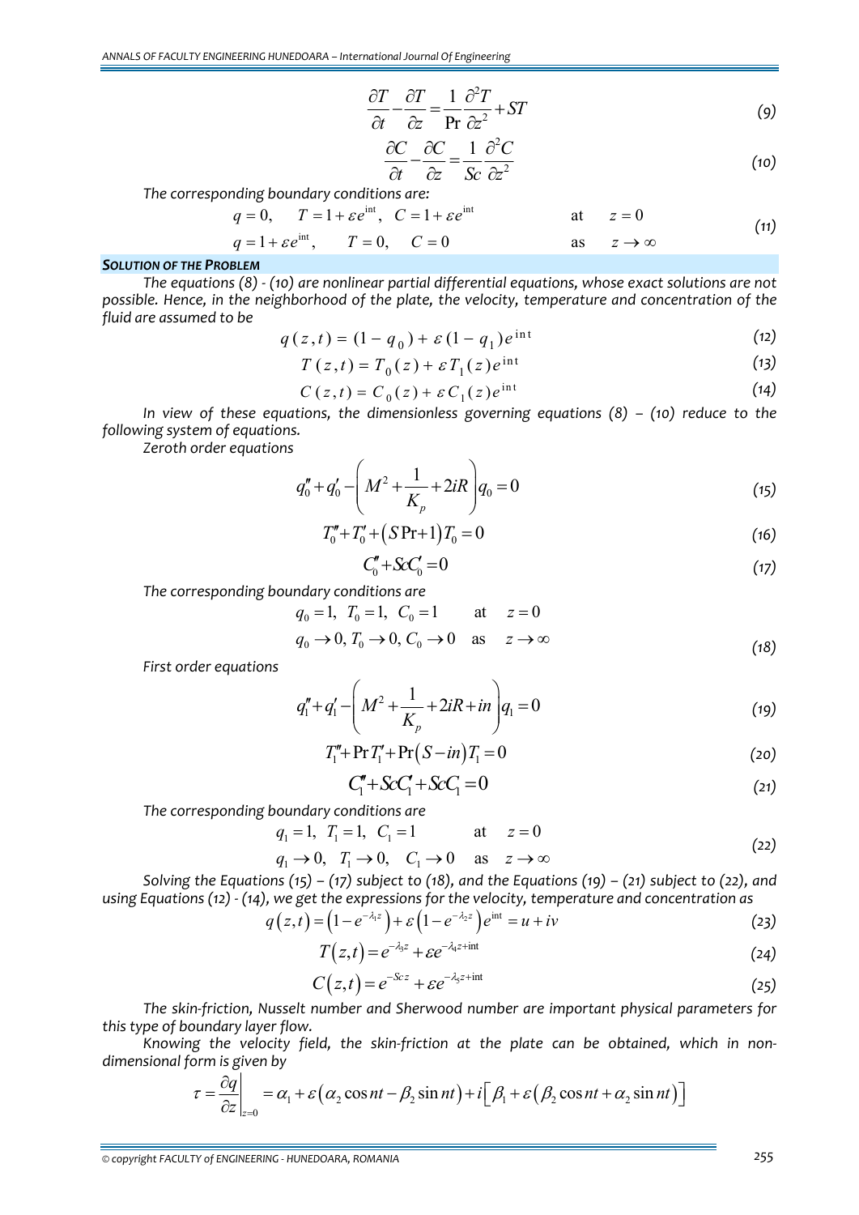$$\frac{\partial T}{\partial t}-\frac{\partial T}{\partial z}=\frac{1}{\Pr}\frac{\partial^2 T}{\partial z^2}+ST \tag{9}$$

$$\frac{\partial C}{\partial t}-\frac{\partial C}{\partial z}=\frac{1}{Sc}\frac{\partial^2 C}{\partial z^2} \tag{10}$$

*The corresponding boundary conditions are:*

$$\begin{aligned}
&q=0, \quad T=1+\varepsilon e^{\mathrm{int}}, \quad C=1+\varepsilon e^{\mathrm{int}} && \text{at} \quad z=0 \\
&q=1+\varepsilon e^{\mathrm{int}}, \quad T=0, \quad C=0 && \text{as} \quad z\to\infty
\end{aligned} \tag{11}$$

## SOLUTION OF THE PROBLEM

*The equations (8) - (10) are nonlinear partial differential equations, whose exact solutions are not possible. Hence, in the neighborhood of the plate, the velocity, temperature and concentration of the fluid are assumed to be*

$$q(z,t)=(1-q_0)+\varepsilon(1-q_1)e^{\mathrm{int}} \tag{12}$$

$$T(z,t)=T_0(z)+\varepsilon T_1(z)e^{\mathrm{int}} \tag{13}$$

$$C(z,t)=C_0(z)+\varepsilon C_1(z)e^{\mathrm{int}} \tag{14}$$

*In view of these equations, the dimensionless governing equations (8) – (10) reduce to the following system of equations.*

*Zeroth order equations*

$$q_0''+q_0'-\left(M^2+\frac{1}{K_p}+2iR\right)q_0=0 \tag{15}$$

$$T_0''+T_0'+\left(S\Pr+1\right)T_0=0 \tag{16}$$

$$C_0''+ScC_0'=0 \tag{17}$$

*The corresponding boundary conditions are*

$$\begin{aligned}
&q_0=1, \ T_0=1, \ C_0=1 && \text{at} \quad z=0 \\
&q_0\to 0, T_0\to 0, C_0\to 0 && \text{as} \quad z\to\infty
\end{aligned} \tag{18}$$

*First order equations*

$$q_1''+q_1'-\left(M^2+\frac{1}{K_p}+2iR+in\right)q_1=0 \tag{19}$$

$$T_1''+\Pr T_1'+\Pr\left(S-in\right)T_1=0 \tag{20}$$

$$C_1''+ScC_1'+ScC_1=0 \tag{21}$$

*The corresponding boundary conditions are*

$$\begin{aligned}
&q_1=1, \ T_1=1, \ C_1=1 && \text{at} \quad z=0 \\
&q_1\to 0, \ T_1\to 0, \ C_1\to 0 && \text{as} \quad z\to\infty
\end{aligned} \tag{22}$$

*Solving the Equations (15) – (17) subject to (18), and the Equations (19) – (21) subject to (22), and using Equations (12) - (14), we get the expressions for the velocity, temperature and concentration as*

$$q\left(z,t\right)=\left(1-e^{-\lambda_1 z}\right)+\varepsilon\left(1-e^{-\lambda_2 z}\right)e^{\mathrm{int}}=u+iv \tag{23}$$

$$T\left(z,t\right)=e^{-\lambda_3 z}+\varepsilon e^{-\lambda_4 z+\mathrm{int}} \tag{24}$$

$$C\left(z,t\right)=e^{-Sc\,z}+\varepsilon e^{-\lambda_5 z+\mathrm{int}} \tag{25}$$

*The skin-friction, Nusselt number and Sherwood number are important physical parameters for this type of boundary layer flow.*

*Knowing the velocity field, the skin-friction at the plate can be obtained, which in non-dimensional form is given by*

$$\tau=\left.\frac{\partial q}{\partial z}\right|_{z=0}=\alpha_1+\varepsilon\left(\alpha_2\cos nt-\beta_2\sin nt\right)+i\left[\beta_1+\varepsilon\left(\beta_2\cos nt+\alpha_2\sin nt\right)\right]$$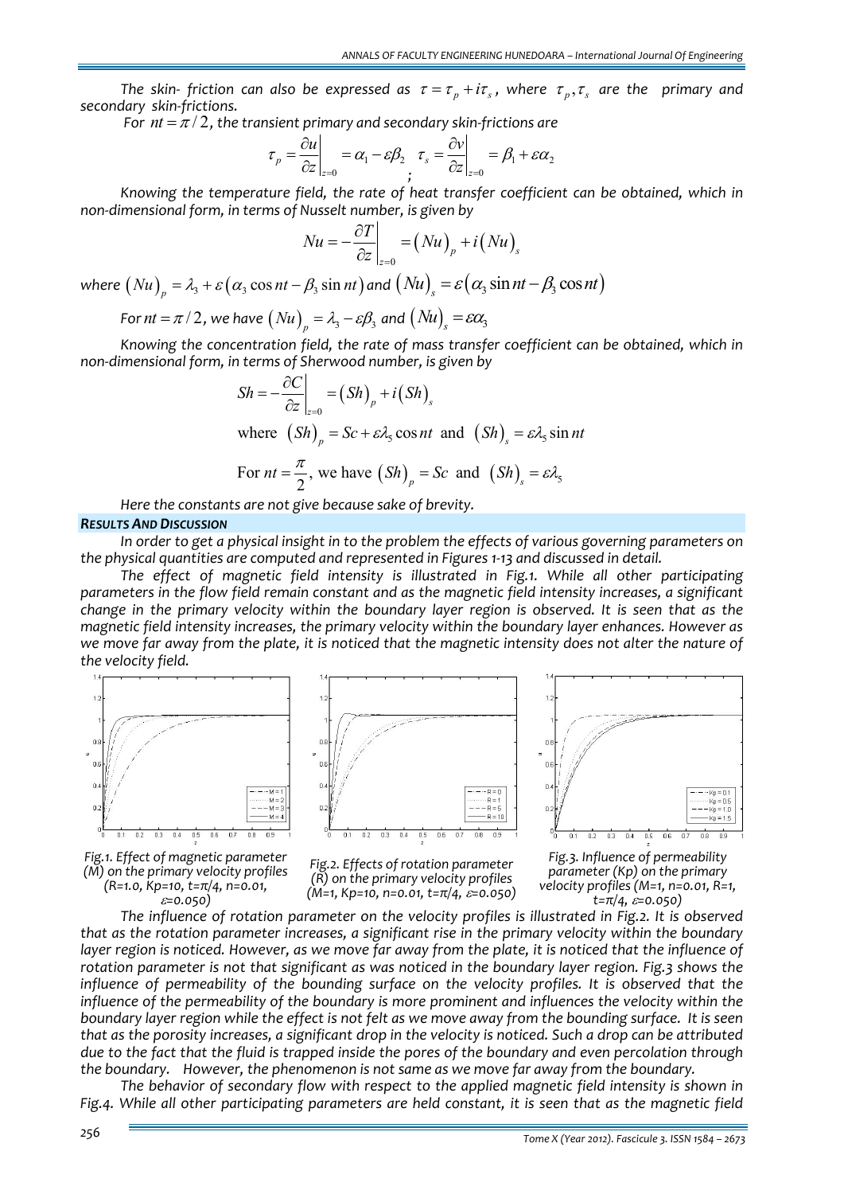The skin- friction can also be expressed as $\tau = \tau_p + i\tau_s$, where $\tau_p, \tau_s$ are the primary and secondary skin-frictions.

For $nt = \pi/2$, the transient primary and secondary skin-frictions are

$$\tau_p = \left.\frac{\partial u}{\partial z}\right|_{z=0} = \alpha_1 - \varepsilon\beta_2 \; ; \; \tau_s = \left.\frac{\partial v}{\partial z}\right|_{z=0} = \beta_1 + \varepsilon\alpha_2$$

Knowing the temperature field, the rate of heat transfer coefficient can be obtained, which in non-dimensional form, in terms of Nusselt number, is given by

$$Nu = -\left.\frac{\partial T}{\partial z}\right|_{z=0} = (Nu)_p + i(Nu)_s$$

where $(Nu)_p = \lambda_3 + \varepsilon(\alpha_3 \cos nt - \beta_3 \sin nt)$ and $(Nu)_s = \varepsilon(\alpha_3 \sin nt - \beta_3 \cos nt)$

For $nt = \pi/2$, we have $(Nu)_p = \lambda_3 - \varepsilon\beta_3$ and $(Nu)_s = \varepsilon\alpha_3$

Knowing the concentration field, the rate of mass transfer coefficient can be obtained, which in non-dimensional form, in terms of Sherwood number, is given by

$$Sh = -\left.\frac{\partial C}{\partial z}\right|_{z=0} = (Sh)_p + i(Sh)_s$$

where $(Sh)_p = Sc + \varepsilon\lambda_5 \cos nt$ and $(Sh)_s = \varepsilon\lambda_5 \sin nt$

For $nt = \frac{\pi}{2}$, we have $(Sh)_p = Sc$ and $(Sh)_s = \varepsilon\lambda_5$

Here the constants are not give because sake of brevity.

## RESULTS AND DISCUSSION

In order to get a physical insight in to the problem the effects of various governing parameters on the physical quantities are computed and represented in Figures 1-13 and discussed in detail.

The effect of magnetic field intensity is illustrated in Fig.1. While all other participating parameters in the flow field remain constant and as the magnetic field intensity increases, a significant change in the primary velocity within the boundary layer region is observed. It is seen that as the magnetic field intensity increases, the primary velocity within the boundary layer enhances. However as we move far away from the plate, it is noticed that the magnetic intensity does not alter the nature of the velocity field.

Fig.1. Effect of magnetic parameter (M) on the primary velocity profiles (R=1.0, Kp=10, t=π/4, n=0.01, ε=0.050)

Fig.2. Effects of rotation parameter (R) on the primary velocity profiles (M=1, Kp=10, n=0.01, t=π/4, ε=0.050)

Fig.3. Influence of permeability parameter (Kp) on the primary velocity profiles (M=1, n=0.01, R=1, t=π/4, ε=0.050)

The influence of rotation parameter on the velocity profiles is illustrated in Fig.2. It is observed that as the rotation parameter increases, a significant rise in the primary velocity within the boundary layer region is noticed. However, as we move far away from the plate, it is noticed that the influence of rotation parameter is not that significant as was noticed in the boundary layer region. Fig.3 shows the influence of permeability of the bounding surface on the velocity profiles. It is observed that the influence of the permeability of the boundary is more prominent and influences the velocity within the boundary layer region while the effect is not felt as we move away from the bounding surface. It is seen that as the porosity increases, a significant drop in the velocity is noticed. Such a drop can be attributed due to the fact that the fluid is trapped inside the pores of the boundary and even percolation through the boundary. However, the phenomenon is not same as we move far away from the boundary.

The behavior of secondary flow with respect to the applied magnetic field intensity is shown in Fig.4. While all other participating parameters are held constant, it is seen that as the magnetic field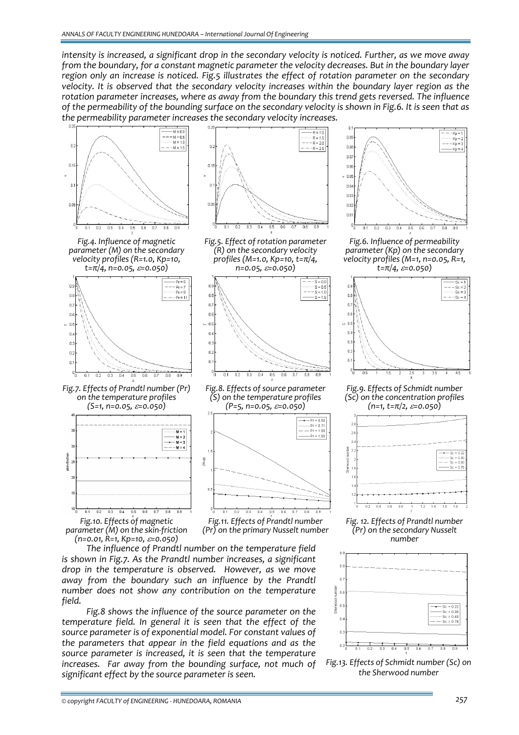intensity is increased, a significant drop in the secondary velocity is noticed. Further, as we move away from the boundary, for a constant magnetic parameter the velocity decreases. But in the boundary layer region only an increase is noticed. Fig.5 illustrates the effect of rotation parameter on the secondary velocity. It is observed that the secondary velocity increases within the boundary layer region as the rotation parameter increases, where as away from the boundary this trend gets reversed. The influence of the permeability of the bounding surface on the secondary velocity is shown in Fig.6. It is seen that as the permeability parameter increases the secondary velocity increases.

*Fig.4. Influence of magnetic parameter (M) on the secondary velocity profiles (R=1.0, Kp=10, t=π/4, n=0.05, ε=0.050)*

*Fig.5. Effect of rotation parameter (R) on the secondary velocity profiles (M=1.0, Kp=10, t=π/4, n=0.05, ε=0.050)*

*Fig.6. Influence of permeability parameter (Kp) on the secondary velocity profiles (M=1, n=0.05, R=1, t=π/4, ε=0.050)*

*Fig.7. Effects of Prandtl number (Pr) on the temperature profiles (S=1, n=0.05, ε=0.050)*

*Fig.8. Effects of source parameter (S) on the temperature profiles (P=5, n=0.05, ε=0.050)*

*Fig.9. Effects of Schmidt number (Sc) on the concentration profiles (n=1, t=π/2, ε=0.050)*

*Fig.10. Effects of magnetic parameter (M) on the skin-friction (n=0.01, R=1, Kp=10, ε=0.050)*

*Fig.11. Effects of Prandtl number (Pr) on the primary Nusselt number*

*Fig. 12. Effects of Prandtl number (Pr) on the secondary Nusselt number*

The influence of Prandtl number on the temperature field is shown in Fig.7. As the Prandtl number increases, a significant drop in the temperature is observed. However, as we move away from the boundary such an influence by the Prandtl number does not show any contribution on the temperature field.

Fig.8 shows the influence of the source parameter on the temperature field. In general it is seen that the effect of the source parameter is of exponential model. For constant values of the parameters that appear in the field equations and as the source parameter is increased, it is seen that the temperature increases. Far away from the bounding surface, not much of significant effect by the source parameter is seen.

*Fig.13. Effects of Schmidt number (Sc) on the Sherwood number*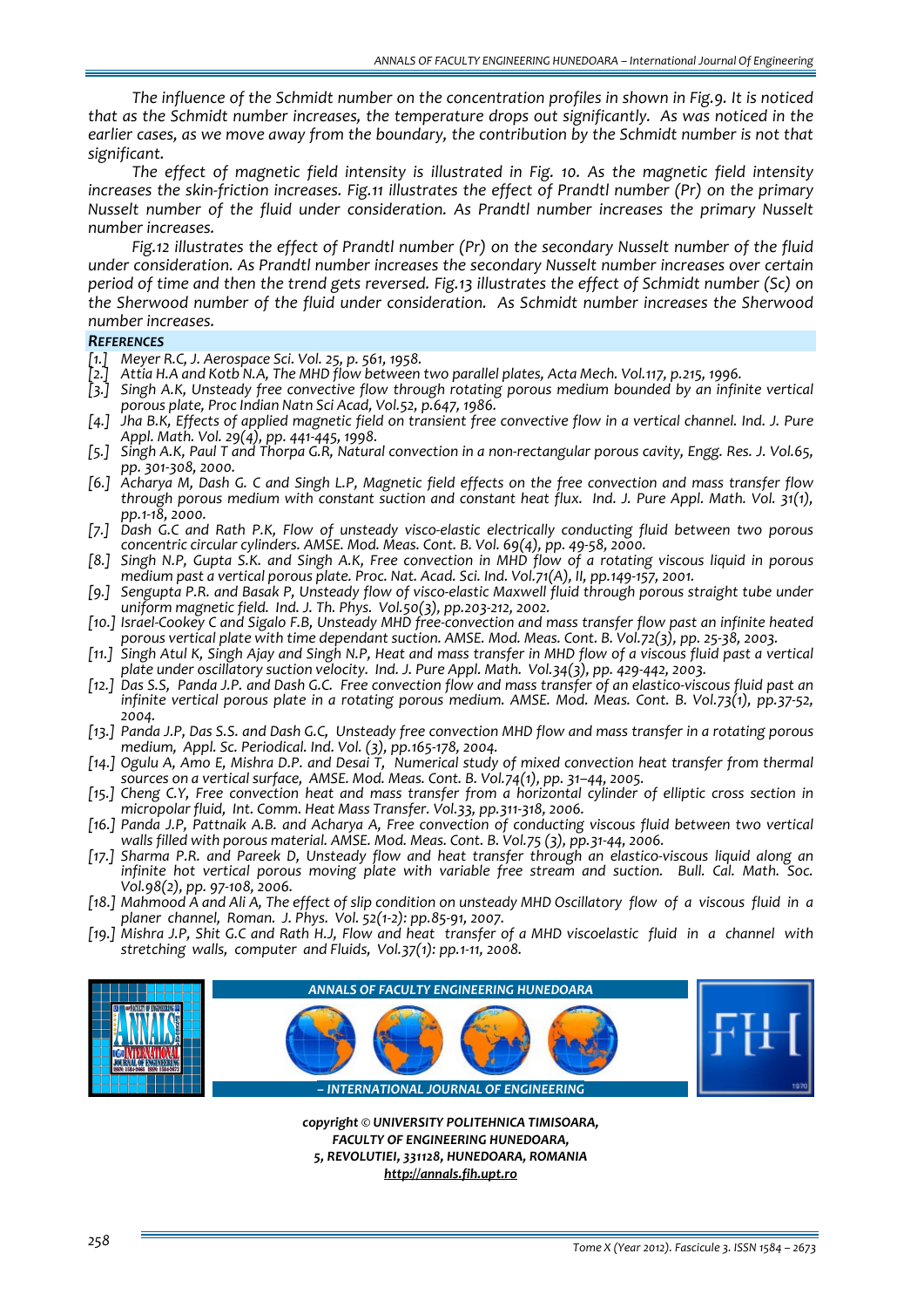*The influence of the Schmidt number on the concentration profiles in shown in Fig.9. It is noticed that as the Schmidt number increases, the temperature drops out significantly. As was noticed in the earlier cases, as we move away from the boundary, the contribution by the Schmidt number is not that significant.*

*The effect of magnetic field intensity is illustrated in Fig. 10. As the magnetic field intensity increases the skin-friction increases. Fig.11 illustrates the effect of Prandtl number (Pr) on the primary Nusselt number of the fluid under consideration. As Prandtl number increases the primary Nusselt number increases.*

*Fig.12 illustrates the effect of Prandtl number (Pr) on the secondary Nusselt number of the fluid under consideration. As Prandtl number increases the secondary Nusselt number increases over certain period of time and then the trend gets reversed. Fig.13 illustrates the effect of Schmidt number (Sc) on the Sherwood number of the fluid under consideration. As Schmidt number increases the Sherwood number increases.*

## REFERENCES

[1.] Meyer R.C, J. Aerospace Sci. Vol. 25, p. 561, 1958.

[2.] Attia H.A and Kotb N.A, The MHD flow between two parallel plates, Acta Mech. Vol.117, p.215, 1996.

[3.] Singh A.K, Unsteady free convective flow through rotating porous medium bounded by an infinite vertical porous plate, Proc Indian Natn Sci Acad, Vol.52, p.647, 1986.

[4.] Jha B.K, Effects of applied magnetic field on transient free convective flow in a vertical channel. Ind. J. Pure Appl. Math. Vol. 29(4), pp. 441-445, 1998.

[5.] Singh A.K, Paul T and Thorpa G.R, Natural convection in a non-rectangular porous cavity, Engg. Res. J. Vol.65, pp. 301-308, 2000.

[6.] Acharya M, Dash G. C and Singh L.P, Magnetic field effects on the free convection and mass transfer flow through porous medium with constant suction and constant heat flux. Ind. J. Pure Appl. Math. Vol. 31(1), pp.1-18, 2000.

[7.] Dash G.C and Rath P.K, Flow of unsteady visco-elastic electrically conducting fluid between two porous concentric circular cylinders. AMSE. Mod. Meas. Cont. B. Vol. 69(4), pp. 49-58, 2000.

[8.] Singh N.P, Gupta S.K. and Singh A.K, Free convection in MHD flow of a rotating viscous liquid in porous medium past a vertical porous plate. Proc. Nat. Acad. Sci. Ind. Vol.71(A), II, pp.149-157, 2001.

[9.] Sengupta P.R. and Basak P, Unsteady flow of visco-elastic Maxwell fluid through porous straight tube under uniform magnetic field. Ind. J. Th. Phys. Vol.50(3), pp.203-212, 2002.

[10.] Israel-Cookey C and Sigalo F.B, Unsteady MHD free-convection and mass transfer flow past an infinite heated porous vertical plate with time dependant suction. AMSE. Mod. Meas. Cont. B. Vol.72(3), pp. 25-38, 2003.

[11.] Singh Atul K, Singh Ajay and Singh N.P, Heat and mass transfer in MHD flow of a viscous fluid past a vertical plate under oscillatory suction velocity. Ind. J. Pure Appl. Math. Vol.34(3), pp. 429-442, 2003.

[12.] Das S.S, Panda J.P. and Dash G.C. Free convection flow and mass transfer of an elastico-viscous fluid past an infinite vertical porous plate in a rotating porous medium. AMSE. Mod. Meas. Cont. B. Vol.73(1), pp.37-52, 2004.

[13.] Panda J.P, Das S.S. and Dash G.C, Unsteady free convection MHD flow and mass transfer in a rotating porous medium, Appl. Sc. Periodical. Ind. Vol. (3), pp.165-178, 2004.

[14.] Ogulu A, Amo E, Mishra D.P. and Desai T, Numerical study of mixed convection heat transfer from thermal sources on a vertical surface, AMSE. Mod. Meas. Cont. B. Vol.74(1), pp. 31–44, 2005.

[15.] Cheng C.Y, Free convection heat and mass transfer from a horizontal cylinder of elliptic cross section in micropolar fluid, Int. Comm. Heat Mass Transfer. Vol.33, pp.311-318, 2006.

[16.] Panda J.P, Pattnaik A.B. and Acharya A, Free convection of conducting viscous fluid between two vertical walls filled with porous material. AMSE. Mod. Meas. Cont. B. Vol.75 (3), pp.31-44, 2006.

[17.] Sharma P.R. and Pareek D, Unsteady flow and heat transfer through an elastico-viscous liquid along an infinite hot vertical porous moving plate with variable free stream and suction. Bull. Cal. Math. Soc. Vol.98(2), pp. 97-108, 2006.

[18.] Mahmood A and Ali A, The effect of slip condition on unsteady MHD Oscillatory flow of a viscous fluid in a planer channel, Roman. J. Phys. Vol. 52(1-2): pp.85-91, 2007.

[19.] Mishra J.P, Shit G.C and Rath H.J, Flow and heat transfer of a MHD viscoelastic fluid in a channel with stretching walls, computer and Fluids, Vol.37(1): pp.1-11, 2008.

ANNALS OF FACULTY ENGINEERING HUNEDOARA – INTERNATIONAL JOURNAL OF ENGINEERING

**copyright © UNIVERSITY POLITEHNICA TIMISOARA, FACULTY OF ENGINEERING HUNEDOARA, 5, REVOLUTIEI, 331128, HUNEDOARA, ROMANIA**
**http://annals.fih.upt.ro**